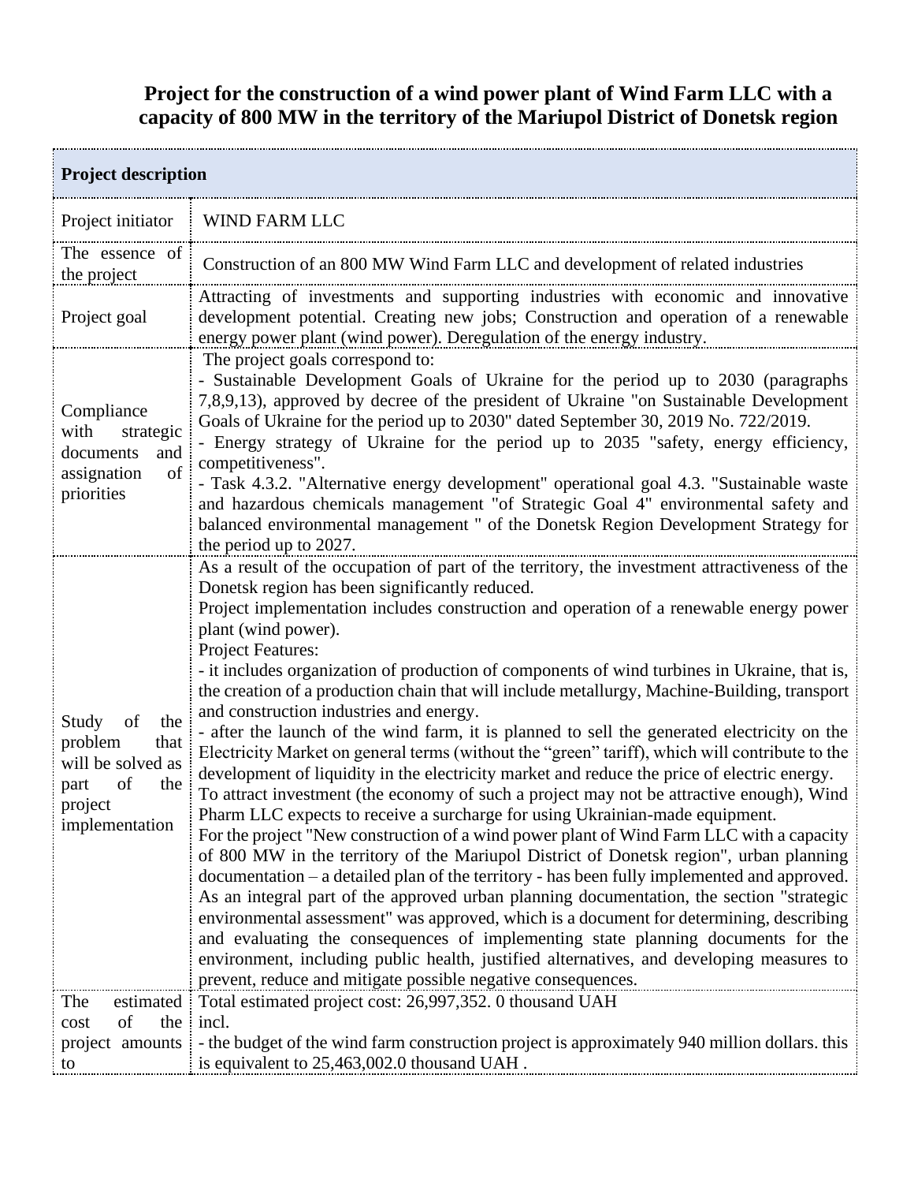# Project for the construction of a wind power plant of Wind Farm LLC with a capacity of 800 MW in the territory of the Mariupol District of Donetsk region

| **Project description** | |
|---|---|
| Project initiator | WIND FARM LLC |
| The essence of the project | Construction of an 800 MW Wind Farm LLC and development of related industries |
| Project goal | Attracting of investments and supporting industries with economic and innovative development potential. Creating new jobs; Construction and operation of a renewable energy power plant (wind power). Deregulation of the energy industry. |
| Compliance with strategic documents and assignation of priorities | The project goals correspond to:<br>- Sustainable Development Goals of Ukraine for the period up to 2030 (paragraphs 7,8,9,13), approved by decree of the president of Ukraine "on Sustainable Development Goals of Ukraine for the period up to 2030" dated September 30, 2019 No. 722/2019.<br>- Energy strategy of Ukraine for the period up to 2035 "safety, energy efficiency, competitiveness".<br>- Task 4.3.2. "Alternative energy development" operational goal 4.3. "Sustainable waste and hazardous chemicals management "of Strategic Goal 4" environmental safety and balanced environmental management " of the Donetsk Region Development Strategy for the period up to 2027. |
| Study of the problem that will be solved as part of the project implementation | As a result of the occupation of part of the territory, the investment attractiveness of the Donetsk region has been significantly reduced.<br>Project implementation includes construction and operation of a renewable energy power plant (wind power).<br>Project Features:<br>- it includes organization of production of components of wind turbines in Ukraine, that is, the creation of a production chain that will include metallurgy, Machine-Building, transport and construction industries and energy.<br>- after the launch of the wind farm, it is planned to sell the generated electricity on the Electricity Market on general terms (without the "green" tariff), which will contribute to the development of liquidity in the electricity market and reduce the price of electric energy.<br>To attract investment (the economy of such a project may not be attractive enough), Wind Pharm LLC expects to receive a surcharge for using Ukrainian-made equipment.<br>For the project "New construction of a wind power plant of Wind Farm LLC with a capacity of 800 MW in the territory of the Mariupol District of Donetsk region", urban planning documentation – a detailed plan of the territory - has been fully implemented and approved. As an integral part of the approved urban planning documentation, the section "strategic environmental assessment" was approved, which is a document for determining, describing and evaluating the consequences of implementing state planning documents for the environment, including public health, justified alternatives, and developing measures to prevent, reduce and mitigate possible negative consequences. |
| The estimated cost of the project amounts to | Total estimated project cost: 26,997,352. 0 thousand UAH<br>incl.<br>- the budget of the wind farm construction project is approximately 940 million dollars. this is equivalent to 25,463,002.0 thousand UAH . |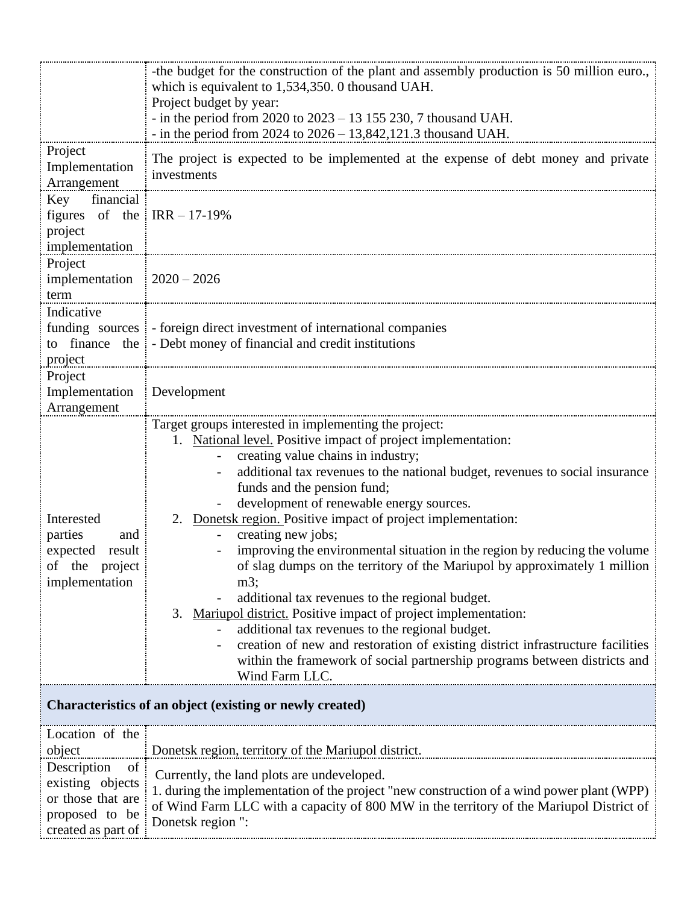| | |
|---|---|
| | -the budget for the construction of the plant and assembly production is 50 million euro., which is equivalent to 1,534,350. 0 thousand UAH.<br>Project budget by year:<br>- in the period from 2020 to 2023 – 13 155 230, 7 thousand UAH.<br>- in the period from 2024 to 2026 – 13,842,121.3 thousand UAH. |
| Project Implementation Arrangement | The project is expected to be implemented at the expense of debt money and private investments |
| Key financial figures of the project implementation | IRR – 17-19% |
| Project implementation term | 2020 – 2026 |
| Indicative funding sources to finance the project | - foreign direct investment of international companies<br>- Debt money of financial and credit institutions |
| Project Implementation Arrangement | Development |
| Interested parties and expected result of the project implementation | Target groups interested in implementing the project:<br>1. National level. Positive impact of project implementation:<br>- creating value chains in industry;<br>- additional tax revenues to the national budget, revenues to social insurance funds and the pension fund;<br>- development of renewable energy sources.<br>2. Donetsk region. Positive impact of project implementation:<br>- creating new jobs;<br>- improving the environmental situation in the region by reducing the volume of slag dumps on the territory of the Mariupol by approximately 1 million m3;<br>- additional tax revenues to the regional budget.<br>3. Mariupol district. Positive impact of project implementation:<br>- additional tax revenues to the regional budget.<br>- creation of new and restoration of existing district infrastructure facilities within the framework of social partnership programs between districts and Wind Farm LLC. |
| **Characteristics of an object (existing or newly created)** | |
| Location of the object | Donetsk region, territory of the Mariupol district. |
| Description of existing objects or those that are proposed to be created as part of | Currently, the land plots are undeveloped.<br>1. during the implementation of the project "new construction of a wind power plant (WPP) of Wind Farm LLC with a capacity of 800 MW in the territory of the Mariupol District of Donetsk region ": |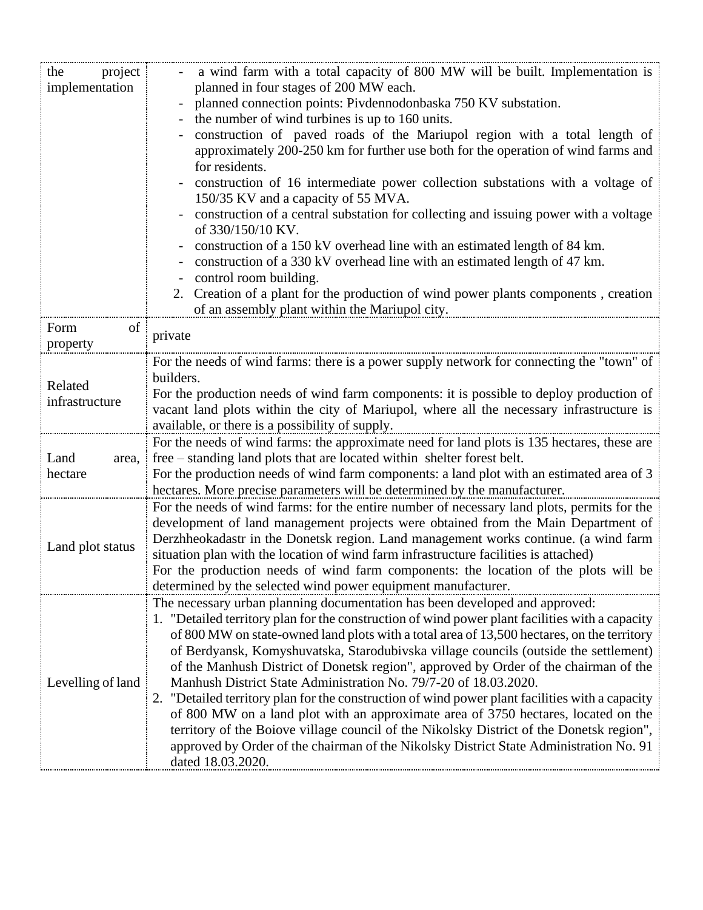| | |
|---|---|
| the project implementation | - a wind farm with a total capacity of 800 MW will be built. Implementation is planned in four stages of 200 MW each.<br>- planned connection points: Pivdennodonbaska 750 KV substation.<br>- the number of wind turbines is up to 160 units.<br>- construction of paved roads of the Mariupol region with a total length of approximately 200-250 km for further use both for the operation of wind farms and for residents.<br>- construction of 16 intermediate power collection substations with a voltage of 150/35 KV and a capacity of 55 MVA.<br>- construction of a central substation for collecting and issuing power with a voltage of 330/150/10 KV.<br>- construction of a 150 kV overhead line with an estimated length of 84 km.<br>- construction of a 330 kV overhead line with an estimated length of 47 km.<br>- control room building.<br>2. Creation of a plant for the production of wind power plants components , creation of an assembly plant within the Mariupol city. |
| Form of property | private |
| Related infrastructure | For the needs of wind farms: there is a power supply network for connecting the "town" of builders.<br>For the production needs of wind farm components: it is possible to deploy production of vacant land plots within the city of Mariupol, where all the necessary infrastructure is available, or there is a possibility of supply. |
| Land area, hectare | For the needs of wind farms: the approximate need for land plots is 135 hectares, these are free – standing land plots that are located within shelter forest belt.<br>For the production needs of wind farm components: a land plot with an estimated area of 3 hectares. More precise parameters will be determined by the manufacturer. |
| Land plot status | For the needs of wind farms: for the entire number of necessary land plots, permits for the development of land management projects were obtained from the Main Department of Derzhheokadastr in the Donetsk region. Land management works continue. (a wind farm situation plan with the location of wind farm infrastructure facilities is attached)<br>For the production needs of wind farm components: the location of the plots will be determined by the selected wind power equipment manufacturer. |
| Levelling of land | The necessary urban planning documentation has been developed and approved:<br>1. "Detailed territory plan for the construction of wind power plant facilities with a capacity of 800 MW on state-owned land plots with a total area of 13,500 hectares, on the territory of Berdyansk, Komyshuvatska, Starodubivska village councils (outside the settlement) of the Manhush District of Donetsk region", approved by Order of the chairman of the Manhush District State Administration No. 79/7-20 of 18.03.2020.<br>2. "Detailed territory plan for the construction of wind power plant facilities with a capacity of 800 MW on a land plot with an approximate area of 3750 hectares, located on the territory of the Boiove village council of the Nikolsky District of the Donetsk region", approved by Order of the chairman of the Nikolsky District State Administration No. 91 dated 18.03.2020. |